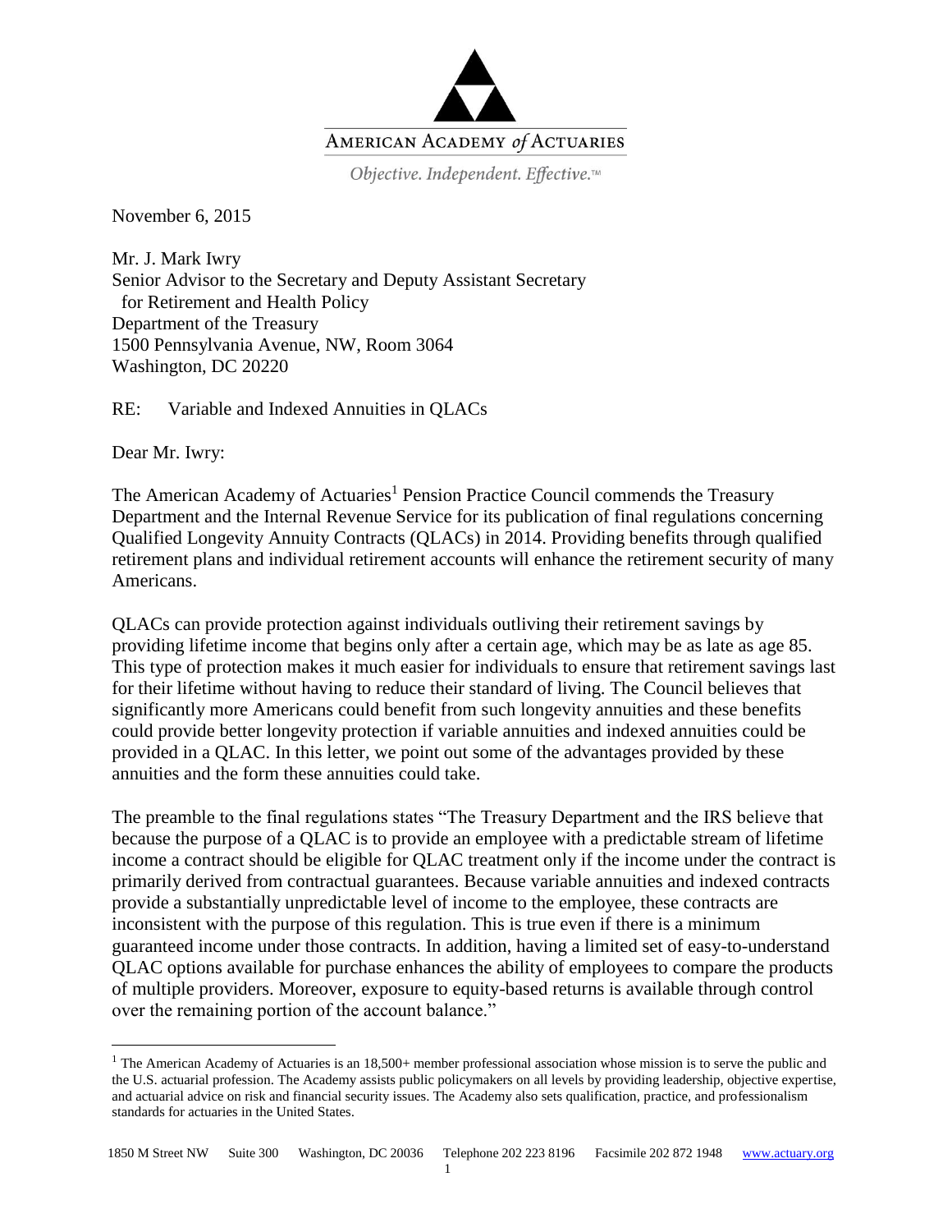AMERICAN ACADEMY *of* ACTUARIES

*Objective. Independent. Effective.*™

November 6, 2015

Mr. J. Mark Iwry
Senior Advisor to the Secretary and Deputy Assistant Secretary
for Retirement and Health Policy
Department of the Treasury
1500 Pennsylvania Avenue, NW, Room 3064
Washington, DC 20220

RE: Variable and Indexed Annuities in QLACs

Dear Mr. Iwry:

The American Academy of Actuaries[1] Pension Practice Council commends the Treasury Department and the Internal Revenue Service for its publication of final regulations concerning Qualified Longevity Annuity Contracts (QLACs) in 2014. Providing benefits through qualified retirement plans and individual retirement accounts will enhance the retirement security of many Americans.

QLACs can provide protection against individuals outliving their retirement savings by providing lifetime income that begins only after a certain age, which may be as late as age 85. This type of protection makes it much easier for individuals to ensure that retirement savings last for their lifetime without having to reduce their standard of living. The Council believes that significantly more Americans could benefit from such longevity annuities and these benefits could provide better longevity protection if variable annuities and indexed annuities could be provided in a QLAC. In this letter, we point out some of the advantages provided by these annuities and the form these annuities could take.

The preamble to the final regulations states "The Treasury Department and the IRS believe that because the purpose of a QLAC is to provide an employee with a predictable stream of lifetime income a contract should be eligible for QLAC treatment only if the income under the contract is primarily derived from contractual guarantees. Because variable annuities and indexed contracts provide a substantially unpredictable level of income to the employee, these contracts are inconsistent with the purpose of this regulation. This is true even if there is a minimum guaranteed income under those contracts. In addition, having a limited set of easy-to-understand QLAC options available for purchase enhances the ability of employees to compare the products of multiple providers. Moreover, exposure to equity-based returns is available through control over the remaining portion of the account balance."

[1] The American Academy of Actuaries is an 18,500+ member professional association whose mission is to serve the public and the U.S. actuarial profession. The Academy assists public policymakers on all levels by providing leadership, objective expertise, and actuarial advice on risk and financial security issues. The Academy also sets qualification, practice, and professionalism standards for actuaries in the United States.

1850 M Street NW Suite 300 Washington, DC 20036 Telephone 202 223 8196 Facsimile 202 872 1948 www.actuary.org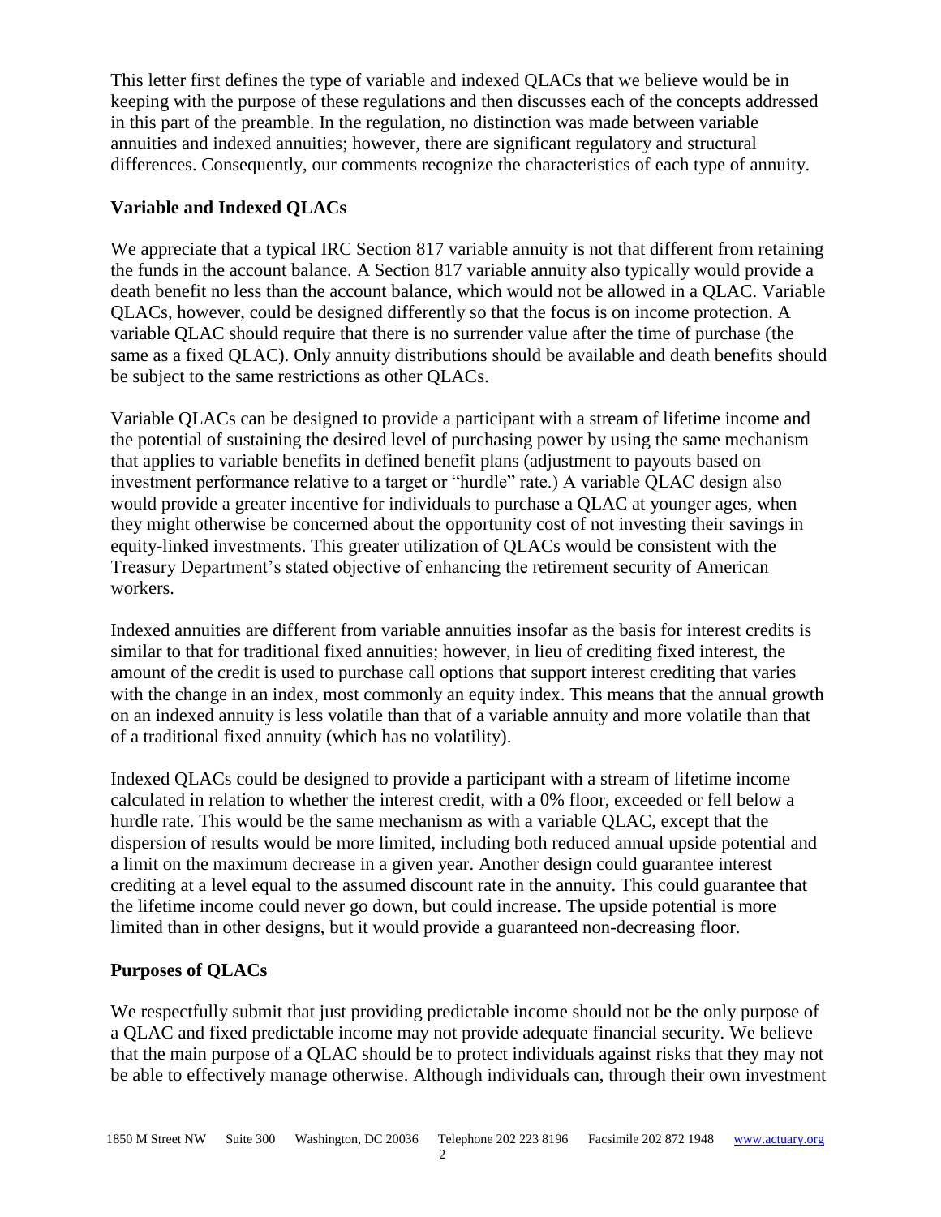This letter first defines the type of variable and indexed QLACs that we believe would be in keeping with the purpose of these regulations and then discusses each of the concepts addressed in this part of the preamble. In the regulation, no distinction was made between variable annuities and indexed annuities; however, there are significant regulatory and structural differences. Consequently, our comments recognize the characteristics of each type of annuity.

## Variable and Indexed QLACs

We appreciate that a typical IRC Section 817 variable annuity is not that different from retaining the funds in the account balance. A Section 817 variable annuity also typically would provide a death benefit no less than the account balance, which would not be allowed in a QLAC. Variable QLACs, however, could be designed differently so that the focus is on income protection. A variable QLAC should require that there is no surrender value after the time of purchase (the same as a fixed QLAC). Only annuity distributions should be available and death benefits should be subject to the same restrictions as other QLACs.

Variable QLACs can be designed to provide a participant with a stream of lifetime income and the potential of sustaining the desired level of purchasing power by using the same mechanism that applies to variable benefits in defined benefit plans (adjustment to payouts based on investment performance relative to a target or "hurdle" rate.) A variable QLAC design also would provide a greater incentive for individuals to purchase a QLAC at younger ages, when they might otherwise be concerned about the opportunity cost of not investing their savings in equity-linked investments. This greater utilization of QLACs would be consistent with the Treasury Department's stated objective of enhancing the retirement security of American workers.

Indexed annuities are different from variable annuities insofar as the basis for interest credits is similar to that for traditional fixed annuities; however, in lieu of crediting fixed interest, the amount of the credit is used to purchase call options that support interest crediting that varies with the change in an index, most commonly an equity index. This means that the annual growth on an indexed annuity is less volatile than that of a variable annuity and more volatile than that of a traditional fixed annuity (which has no volatility).

Indexed QLACs could be designed to provide a participant with a stream of lifetime income calculated in relation to whether the interest credit, with a 0% floor, exceeded or fell below a hurdle rate. This would be the same mechanism as with a variable QLAC, except that the dispersion of results would be more limited, including both reduced annual upside potential and a limit on the maximum decrease in a given year. Another design could guarantee interest crediting at a level equal to the assumed discount rate in the annuity. This could guarantee that the lifetime income could never go down, but could increase. The upside potential is more limited than in other designs, but it would provide a guaranteed non-decreasing floor.

## Purposes of QLACs

We respectfully submit that just providing predictable income should not be the only purpose of a QLAC and fixed predictable income may not provide adequate financial security. We believe that the main purpose of a QLAC should be to protect individuals against risks that they may not be able to effectively manage otherwise. Although individuals can, through their own investment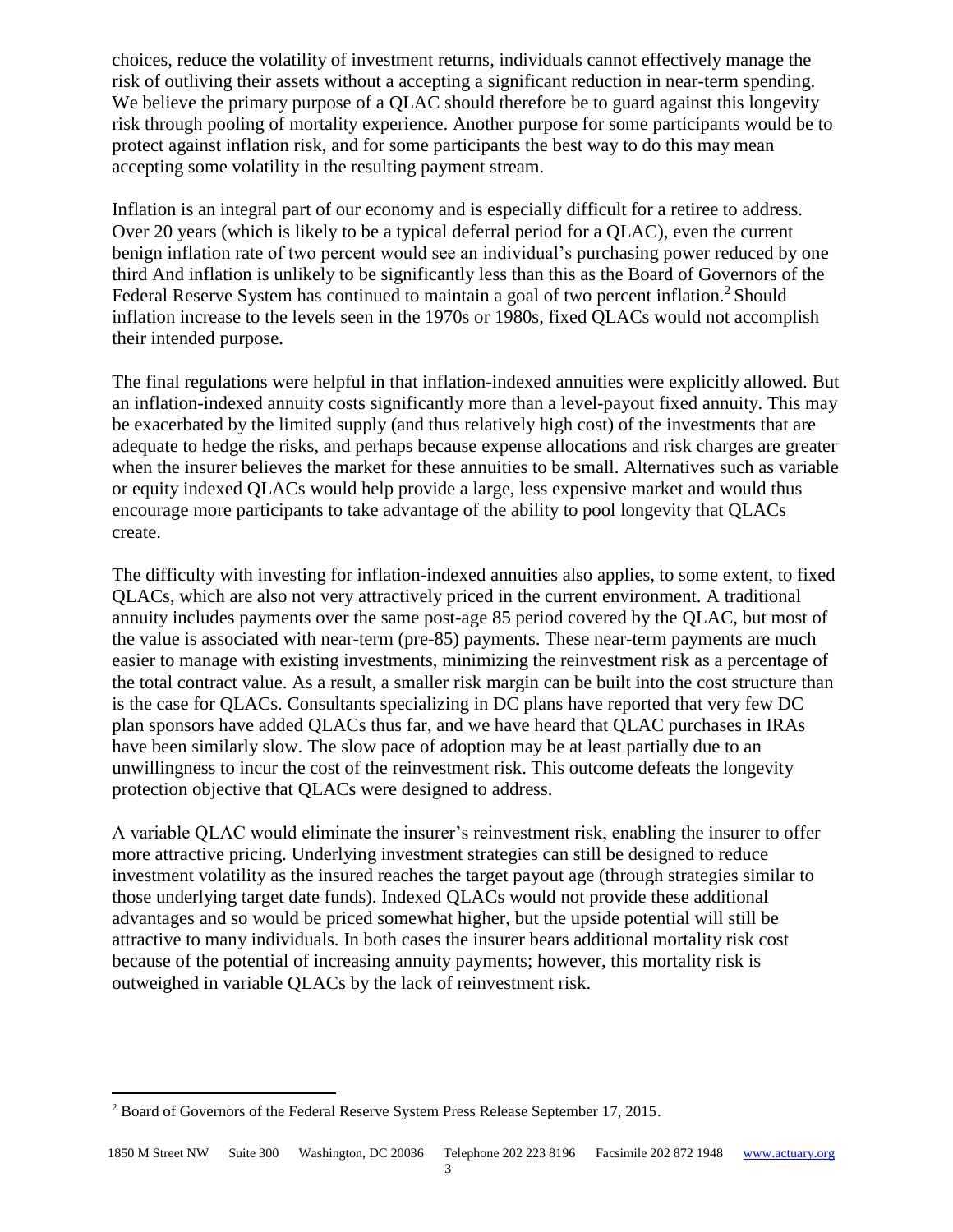choices, reduce the volatility of investment returns, individuals cannot effectively manage the risk of outliving their assets without a accepting a significant reduction in near-term spending. We believe the primary purpose of a QLAC should therefore be to guard against this longevity risk through pooling of mortality experience. Another purpose for some participants would be to protect against inflation risk, and for some participants the best way to do this may mean accepting some volatility in the resulting payment stream.

Inflation is an integral part of our economy and is especially difficult for a retiree to address. Over 20 years (which is likely to be a typical deferral period for a QLAC), even the current benign inflation rate of two percent would see an individual's purchasing power reduced by one third And inflation is unlikely to be significantly less than this as the Board of Governors of the Federal Reserve System has continued to maintain a goal of two percent inflation.[2] Should inflation increase to the levels seen in the 1970s or 1980s, fixed QLACs would not accomplish their intended purpose.

The final regulations were helpful in that inflation-indexed annuities were explicitly allowed. But an inflation-indexed annuity costs significantly more than a level-payout fixed annuity. This may be exacerbated by the limited supply (and thus relatively high cost) of the investments that are adequate to hedge the risks, and perhaps because expense allocations and risk charges are greater when the insurer believes the market for these annuities to be small. Alternatives such as variable or equity indexed QLACs would help provide a large, less expensive market and would thus encourage more participants to take advantage of the ability to pool longevity that QLACs create.

The difficulty with investing for inflation-indexed annuities also applies, to some extent, to fixed QLACs, which are also not very attractively priced in the current environment. A traditional annuity includes payments over the same post-age 85 period covered by the QLAC, but most of the value is associated with near-term (pre-85) payments. These near-term payments are much easier to manage with existing investments, minimizing the reinvestment risk as a percentage of the total contract value. As a result, a smaller risk margin can be built into the cost structure than is the case for QLACs. Consultants specializing in DC plans have reported that very few DC plan sponsors have added QLACs thus far, and we have heard that QLAC purchases in IRAs have been similarly slow. The slow pace of adoption may be at least partially due to an unwillingness to incur the cost of the reinvestment risk. This outcome defeats the longevity protection objective that QLACs were designed to address.

A variable QLAC would eliminate the insurer's reinvestment risk, enabling the insurer to offer more attractive pricing. Underlying investment strategies can still be designed to reduce investment volatility as the insured reaches the target payout age (through strategies similar to those underlying target date funds). Indexed QLACs would not provide these additional advantages and so would be priced somewhat higher, but the upside potential will still be attractive to many individuals. In both cases the insurer bears additional mortality risk cost because of the potential of increasing annuity payments; however, this mortality risk is outweighed in variable QLACs by the lack of reinvestment risk.

---

[2] Board of Governors of the Federal Reserve System Press Release September 17, 2015.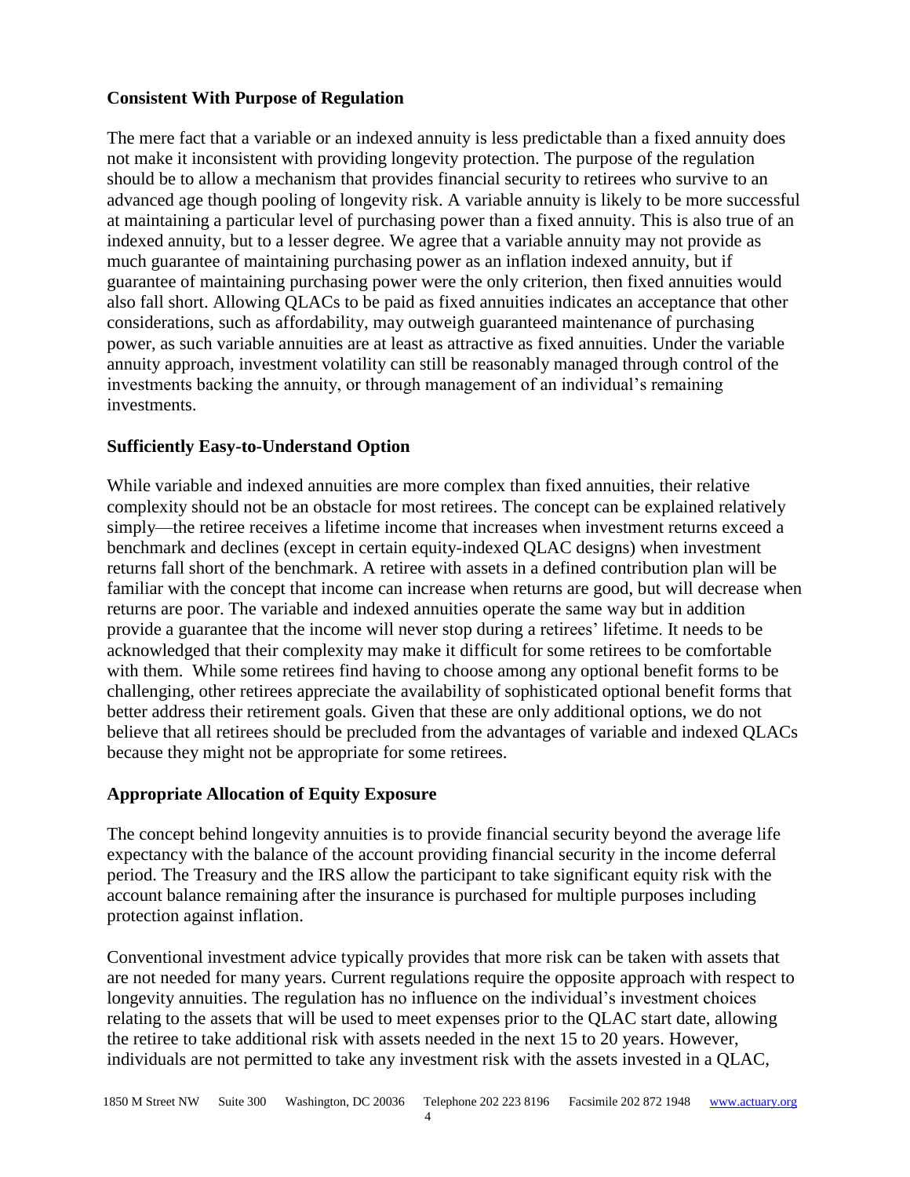## Consistent With Purpose of Regulation

The mere fact that a variable or an indexed annuity is less predictable than a fixed annuity does not make it inconsistent with providing longevity protection. The purpose of the regulation should be to allow a mechanism that provides financial security to retirees who survive to an advanced age though pooling of longevity risk. A variable annuity is likely to be more successful at maintaining a particular level of purchasing power than a fixed annuity. This is also true of an indexed annuity, but to a lesser degree. We agree that a variable annuity may not provide as much guarantee of maintaining purchasing power as an inflation indexed annuity, but if guarantee of maintaining purchasing power were the only criterion, then fixed annuities would also fall short. Allowing QLACs to be paid as fixed annuities indicates an acceptance that other considerations, such as affordability, may outweigh guaranteed maintenance of purchasing power, as such variable annuities are at least as attractive as fixed annuities. Under the variable annuity approach, investment volatility can still be reasonably managed through control of the investments backing the annuity, or through management of an individual's remaining investments.

## Sufficiently Easy-to-Understand Option

While variable and indexed annuities are more complex than fixed annuities, their relative complexity should not be an obstacle for most retirees. The concept can be explained relatively simply—the retiree receives a lifetime income that increases when investment returns exceed a benchmark and declines (except in certain equity-indexed QLAC designs) when investment returns fall short of the benchmark. A retiree with assets in a defined contribution plan will be familiar with the concept that income can increase when returns are good, but will decrease when returns are poor. The variable and indexed annuities operate the same way but in addition provide a guarantee that the income will never stop during a retirees' lifetime. It needs to be acknowledged that their complexity may make it difficult for some retirees to be comfortable with them. While some retirees find having to choose among any optional benefit forms to be challenging, other retirees appreciate the availability of sophisticated optional benefit forms that better address their retirement goals. Given that these are only additional options, we do not believe that all retirees should be precluded from the advantages of variable and indexed QLACs because they might not be appropriate for some retirees.

## Appropriate Allocation of Equity Exposure

The concept behind longevity annuities is to provide financial security beyond the average life expectancy with the balance of the account providing financial security in the income deferral period. The Treasury and the IRS allow the participant to take significant equity risk with the account balance remaining after the insurance is purchased for multiple purposes including protection against inflation.

Conventional investment advice typically provides that more risk can be taken with assets that are not needed for many years. Current regulations require the opposite approach with respect to longevity annuities. The regulation has no influence on the individual's investment choices relating to the assets that will be used to meet expenses prior to the QLAC start date, allowing the retiree to take additional risk with assets needed in the next 15 to 20 years. However, individuals are not permitted to take any investment risk with the assets invested in a QLAC,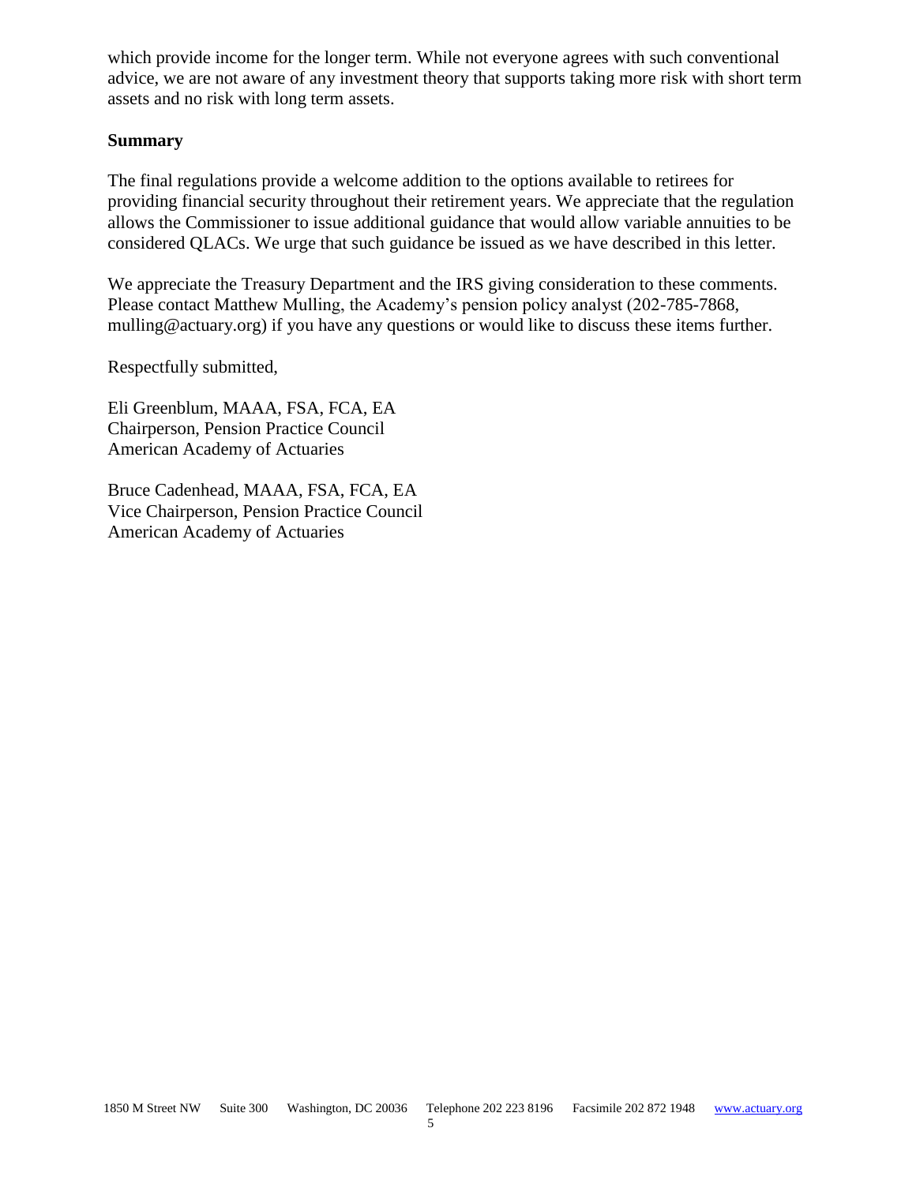which provide income for the longer term. While not everyone agrees with such conventional advice, we are not aware of any investment theory that supports taking more risk with short term assets and no risk with long term assets.

**Summary**

The final regulations provide a welcome addition to the options available to retirees for providing financial security throughout their retirement years. We appreciate that the regulation allows the Commissioner to issue additional guidance that would allow variable annuities to be considered QLACs. We urge that such guidance be issued as we have described in this letter.

We appreciate the Treasury Department and the IRS giving consideration to these comments. Please contact Matthew Mulling, the Academy's pension policy analyst (202-785-7868, mulling@actuary.org) if you have any questions or would like to discuss these items further.

Respectfully submitted,

Eli Greenblum, MAAA, FSA, FCA, EA
Chairperson, Pension Practice Council
American Academy of Actuaries

Bruce Cadenhead, MAAA, FSA, FCA, EA
Vice Chairperson, Pension Practice Council
American Academy of Actuaries